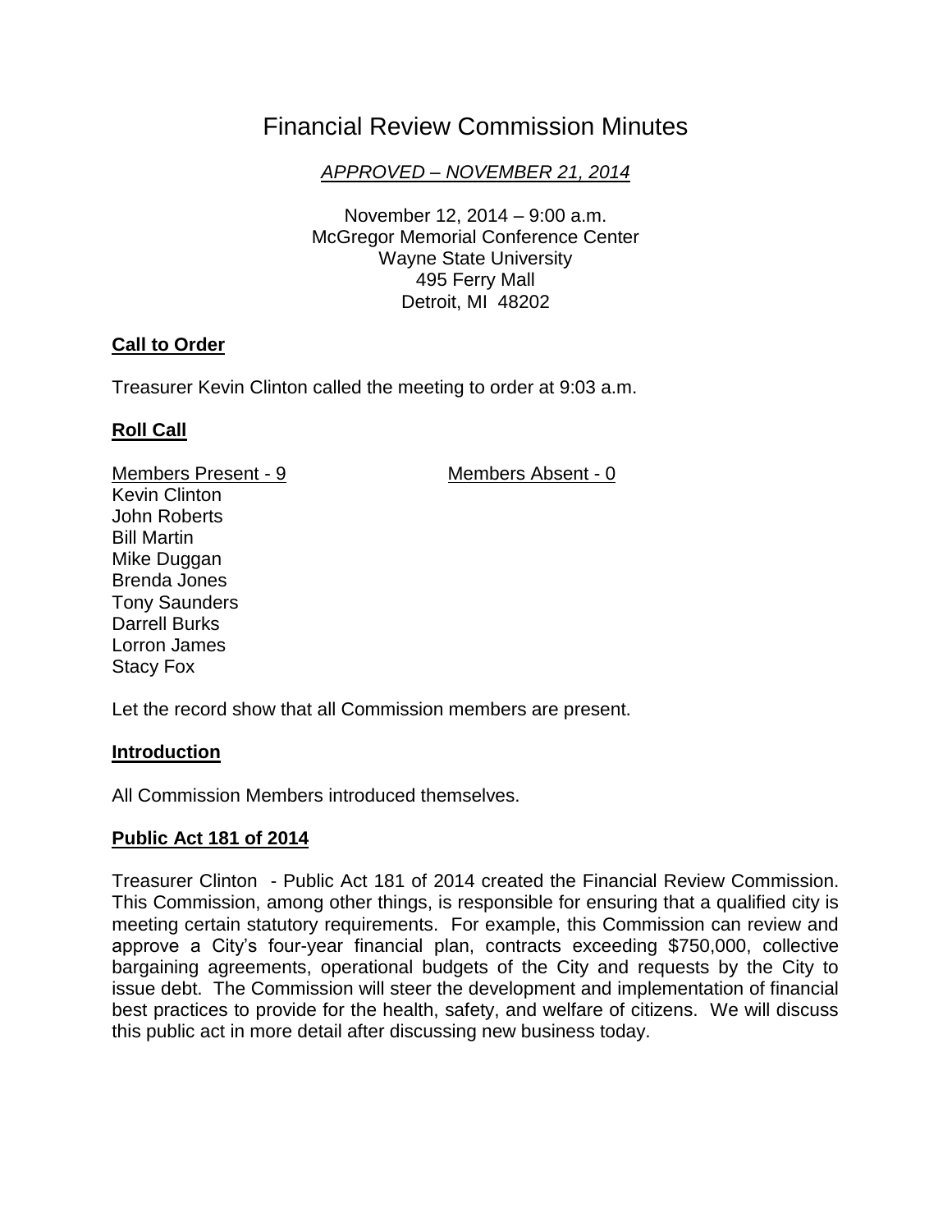# Financial Review Commission Minutes

*APPROVED – NOVEMBER 21, 2014*

November 12, 2014 – 9:00 a.m.
McGregor Memorial Conference Center
Wayne State University
495 Ferry Mall
Detroit, MI 48202

## Call to Order

Treasurer Kevin Clinton called the meeting to order at 9:03 a.m.

## Roll Call

| Members Present - 9 | Members Absent - 0 |
|---|---|
| Kevin Clinton | |
| John Roberts | |
| Bill Martin | |
| Mike Duggan | |
| Brenda Jones | |
| Tony Saunders | |
| Darrell Burks | |
| Lorron James | |
| Stacy Fox | |

Let the record show that all Commission members are present.

## Introduction

All Commission Members introduced themselves.

## Public Act 181 of 2014

Treasurer Clinton - Public Act 181 of 2014 created the Financial Review Commission. This Commission, among other things, is responsible for ensuring that a qualified city is meeting certain statutory requirements. For example, this Commission can review and approve a City's four-year financial plan, contracts exceeding $750,000, collective bargaining agreements, operational budgets of the City and requests by the City to issue debt. The Commission will steer the development and implementation of financial best practices to provide for the health, safety, and welfare of citizens. We will discuss this public act in more detail after discussing new business today.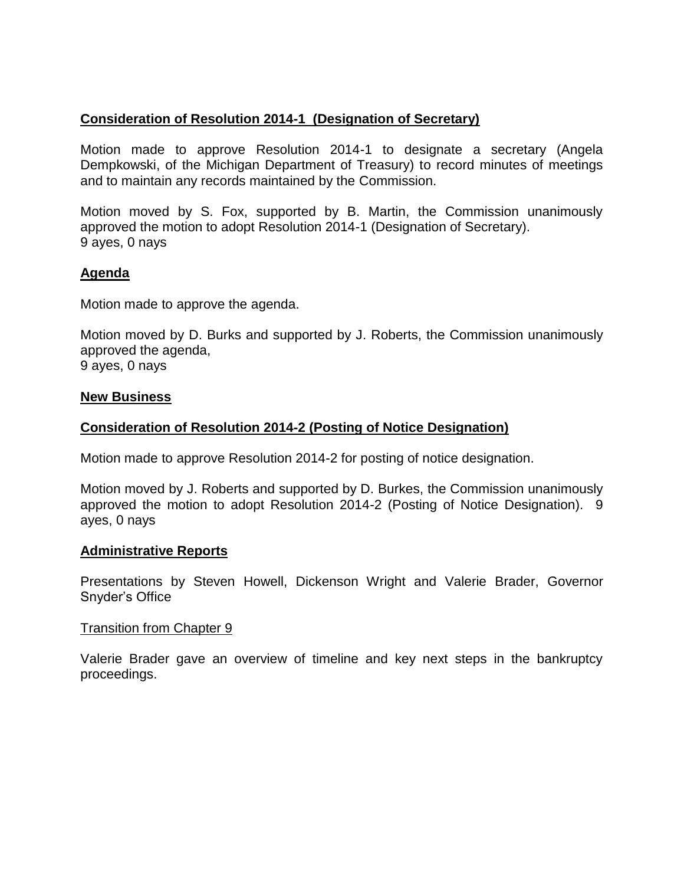**Consideration of Resolution 2014-1 (Designation of Secretary)**

Motion made to approve Resolution 2014-1 to designate a secretary (Angela Dempkowski, of the Michigan Department of Treasury) to record minutes of meetings and to maintain any records maintained by the Commission.

Motion moved by S. Fox, supported by B. Martin, the Commission unanimously approved the motion to adopt Resolution 2014-1 (Designation of Secretary).
9 ayes, 0 nays

**Agenda**

Motion made to approve the agenda.

Motion moved by D. Burks and supported by J. Roberts, the Commission unanimously approved the agenda,
9 ayes, 0 nays

**New Business**

**Consideration of Resolution 2014-2 (Posting of Notice Designation)**

Motion made to approve Resolution 2014-2 for posting of notice designation.

Motion moved by J. Roberts and supported by D. Burkes, the Commission unanimously approved the motion to adopt Resolution 2014-2 (Posting of Notice Designation). 9 ayes, 0 nays

**Administrative Reports**

Presentations by Steven Howell, Dickenson Wright and Valerie Brader, Governor Snyder's Office

Transition from Chapter 9

Valerie Brader gave an overview of timeline and key next steps in the bankruptcy proceedings.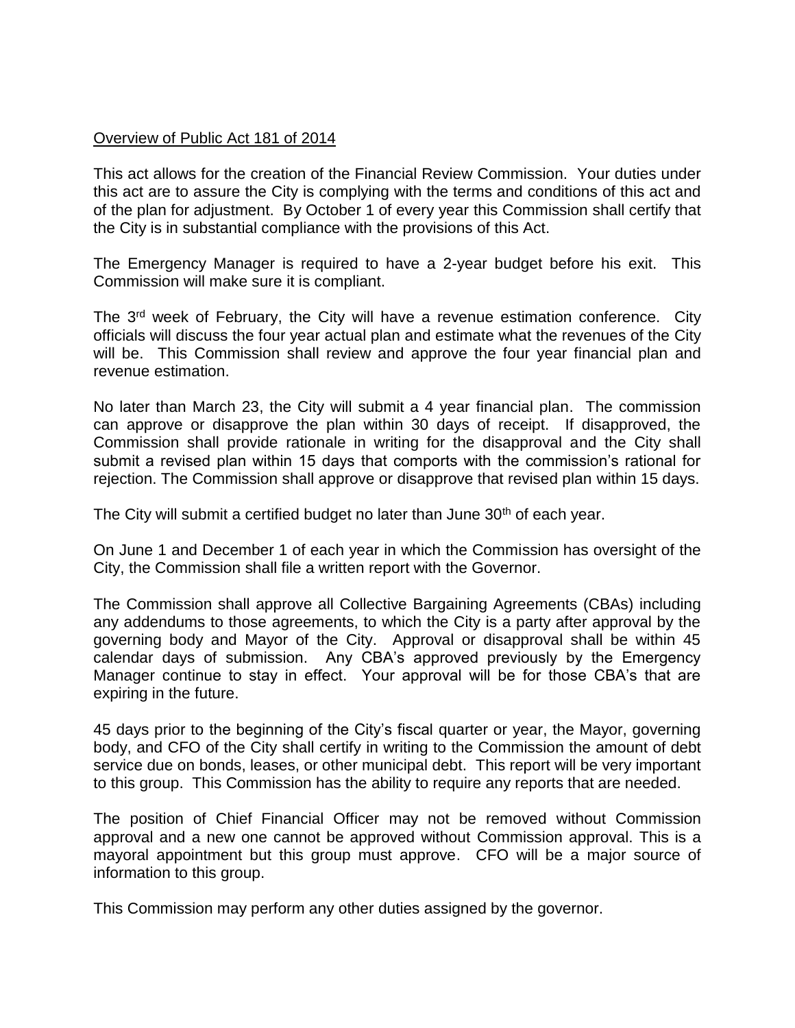Overview of Public Act 181 of 2014

This act allows for the creation of the Financial Review Commission. Your duties under this act are to assure the City is complying with the terms and conditions of this act and of the plan for adjustment. By October 1 of every year this Commission shall certify that the City is in substantial compliance with the provisions of this Act.

The Emergency Manager is required to have a 2-year budget before his exit. This Commission will make sure it is compliant.

The 3rd week of February, the City will have a revenue estimation conference. City officials will discuss the four year actual plan and estimate what the revenues of the City will be. This Commission shall review and approve the four year financial plan and revenue estimation.

No later than March 23, the City will submit a 4 year financial plan. The commission can approve or disapprove the plan within 30 days of receipt. If disapproved, the Commission shall provide rationale in writing for the disapproval and the City shall submit a revised plan within 15 days that comports with the commission's rational for rejection. The Commission shall approve or disapprove that revised plan within 15 days.

The City will submit a certified budget no later than June 30th of each year.

On June 1 and December 1 of each year in which the Commission has oversight of the City, the Commission shall file a written report with the Governor.

The Commission shall approve all Collective Bargaining Agreements (CBAs) including any addendums to those agreements, to which the City is a party after approval by the governing body and Mayor of the City. Approval or disapproval shall be within 45 calendar days of submission. Any CBA's approved previously by the Emergency Manager continue to stay in effect. Your approval will be for those CBA's that are expiring in the future.

45 days prior to the beginning of the City's fiscal quarter or year, the Mayor, governing body, and CFO of the City shall certify in writing to the Commission the amount of debt service due on bonds, leases, or other municipal debt. This report will be very important to this group. This Commission has the ability to require any reports that are needed.

The position of Chief Financial Officer may not be removed without Commission approval and a new one cannot be approved without Commission approval. This is a mayoral appointment but this group must approve. CFO will be a major source of information to this group.

This Commission may perform any other duties assigned by the governor.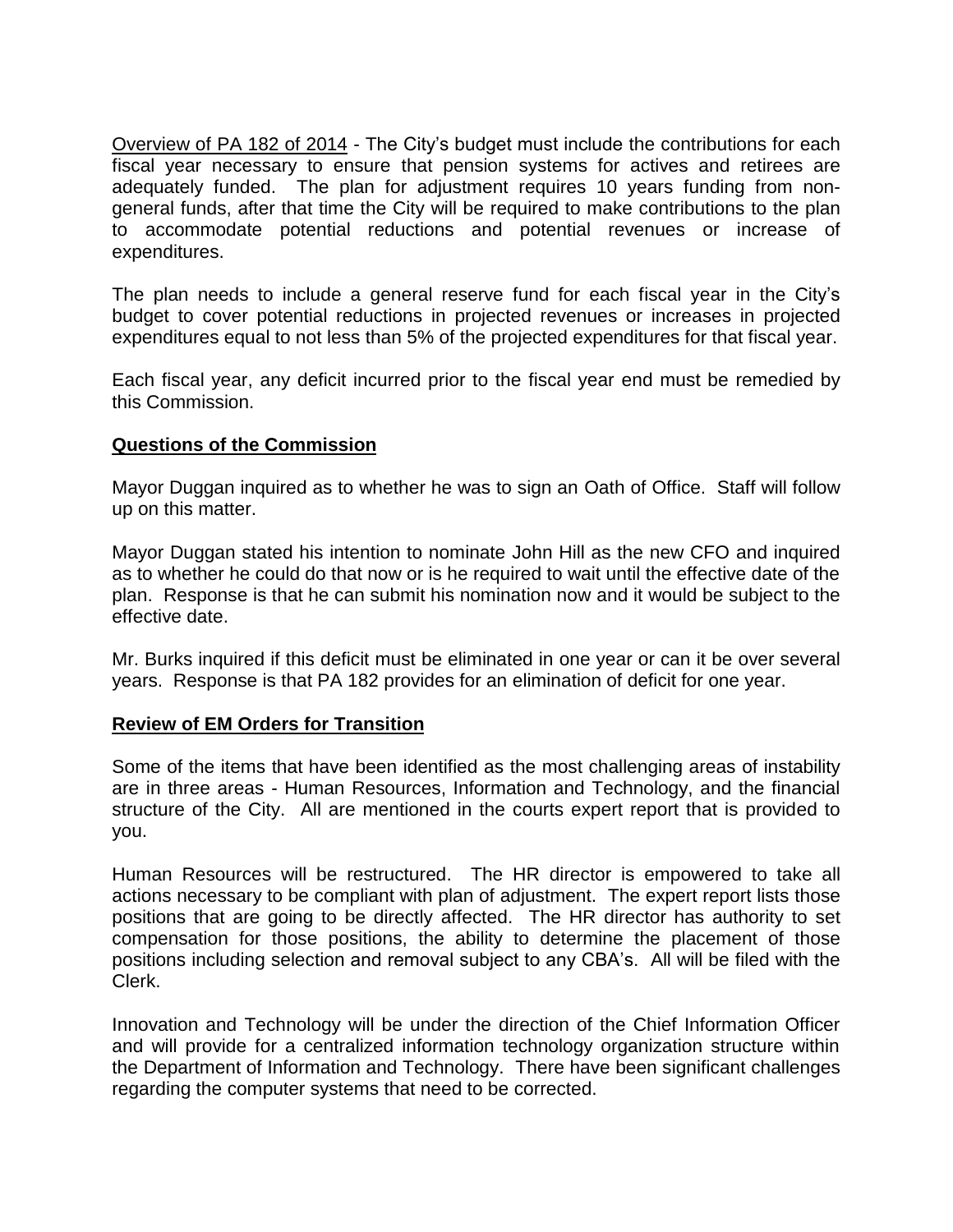Overview of PA 182 of 2014 - The City's budget must include the contributions for each fiscal year necessary to ensure that pension systems for actives and retirees are adequately funded. The plan for adjustment requires 10 years funding from non-general funds, after that time the City will be required to make contributions to the plan to accommodate potential reductions and potential revenues or increase of expenditures.

The plan needs to include a general reserve fund for each fiscal year in the City's budget to cover potential reductions in projected revenues or increases in projected expenditures equal to not less than 5% of the projected expenditures for that fiscal year.

Each fiscal year, any deficit incurred prior to the fiscal year end must be remedied by this Commission.

**Questions of the Commission**

Mayor Duggan inquired as to whether he was to sign an Oath of Office. Staff will follow up on this matter.

Mayor Duggan stated his intention to nominate John Hill as the new CFO and inquired as to whether he could do that now or is he required to wait until the effective date of the plan. Response is that he can submit his nomination now and it would be subject to the effective date.

Mr. Burks inquired if this deficit must be eliminated in one year or can it be over several years. Response is that PA 182 provides for an elimination of deficit for one year.

**Review of EM Orders for Transition**

Some of the items that have been identified as the most challenging areas of instability are in three areas - Human Resources, Information and Technology, and the financial structure of the City. All are mentioned in the courts expert report that is provided to you.

Human Resources will be restructured. The HR director is empowered to take all actions necessary to be compliant with plan of adjustment. The expert report lists those positions that are going to be directly affected. The HR director has authority to set compensation for those positions, the ability to determine the placement of those positions including selection and removal subject to any CBA's. All will be filed with the Clerk.

Innovation and Technology will be under the direction of the Chief Information Officer and will provide for a centralized information technology organization structure within the Department of Information and Technology. There have been significant challenges regarding the computer systems that need to be corrected.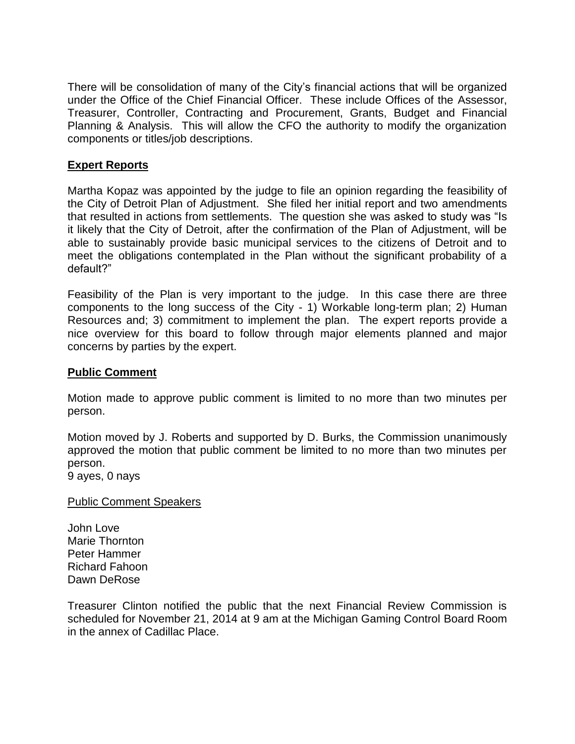There will be consolidation of many of the City's financial actions that will be organized under the Office of the Chief Financial Officer. These include Offices of the Assessor, Treasurer, Controller, Contracting and Procurement, Grants, Budget and Financial Planning & Analysis. This will allow the CFO the authority to modify the organization components or titles/job descriptions.

## Expert Reports

Martha Kopaz was appointed by the judge to file an opinion regarding the feasibility of the City of Detroit Plan of Adjustment. She filed her initial report and two amendments that resulted in actions from settlements. The question she was asked to study was "Is it likely that the City of Detroit, after the confirmation of the Plan of Adjustment, will be able to sustainably provide basic municipal services to the citizens of Detroit and to meet the obligations contemplated in the Plan without the significant probability of a default?"

Feasibility of the Plan is very important to the judge. In this case there are three components to the long success of the City - 1) Workable long-term plan; 2) Human Resources and; 3) commitment to implement the plan. The expert reports provide a nice overview for this board to follow through major elements planned and major concerns by parties by the expert.

## Public Comment

Motion made to approve public comment is limited to no more than two minutes per person.

Motion moved by J. Roberts and supported by D. Burks, the Commission unanimously approved the motion that public comment be limited to no more than two minutes per person.
9 ayes, 0 nays

Public Comment Speakers

John Love
Marie Thornton
Peter Hammer
Richard Fahoon
Dawn DeRose

Treasurer Clinton notified the public that the next Financial Review Commission is scheduled for November 21, 2014 at 9 am at the Michigan Gaming Control Board Room in the annex of Cadillac Place.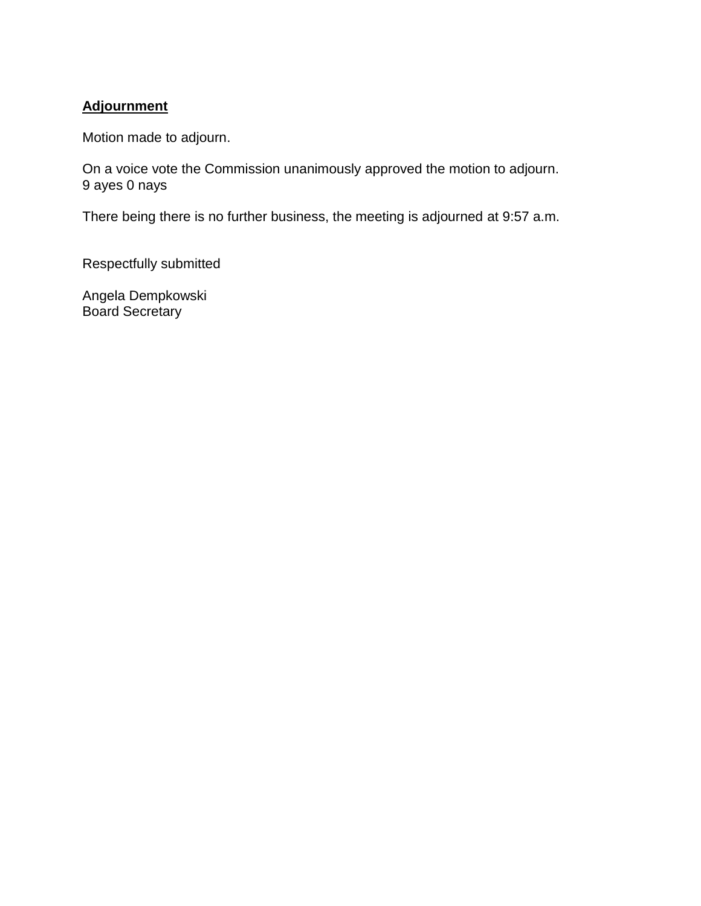**Adjournment**

Motion made to adjourn.

On a voice vote the Commission unanimously approved the motion to adjourn.
9 ayes 0 nays

There being there is no further business, the meeting is adjourned at 9:57 a.m.

Respectfully submitted

Angela Dempkowski
Board Secretary